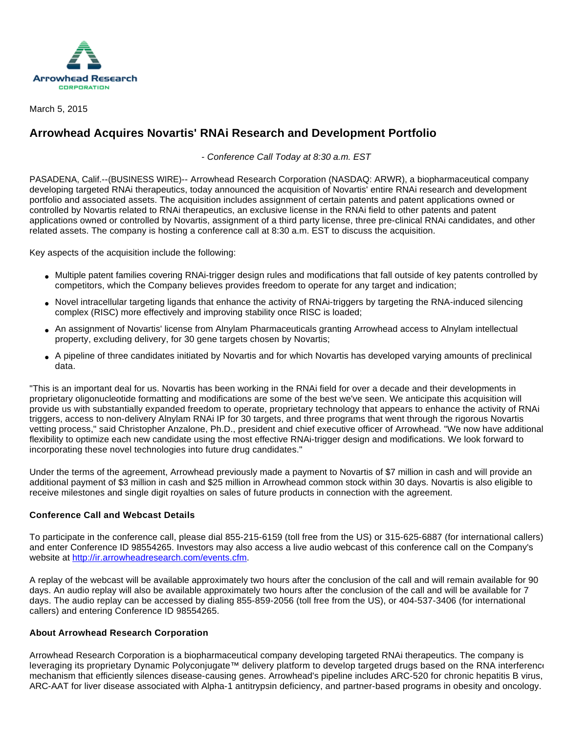Arrowhead Research
CORPORATION

March 5, 2015

# Arrowhead Acquires Novartis' RNAi Research and Development Portfolio

*- Conference Call Today at 8:30 a.m. EST*

PASADENA, Calif.--(BUSINESS WIRE)-- Arrowhead Research Corporation (NASDAQ: ARWR), a biopharmaceutical company developing targeted RNAi therapeutics, today announced the acquisition of Novartis' entire RNAi research and development portfolio and associated assets. The acquisition includes assignment of certain patents and patent applications owned or controlled by Novartis related to RNAi therapeutics, an exclusive license in the RNAi field to other patents and patent applications owned or controlled by Novartis, assignment of a third party license, three pre-clinical RNAi candidates, and other related assets. The company is hosting a conference call at 8:30 a.m. EST to discuss the acquisition.

Key aspects of the acquisition include the following:

- Multiple patent families covering RNAi-trigger design rules and modifications that fall outside of key patents controlled by competitors, which the Company believes provides freedom to operate for any target and indication;
- Novel intracellular targeting ligands that enhance the activity of RNAi-triggers by targeting the RNA-induced silencing complex (RISC) more effectively and improving stability once RISC is loaded;
- An assignment of Novartis' license from Alnylam Pharmaceuticals granting Arrowhead access to Alnylam intellectual property, excluding delivery, for 30 gene targets chosen by Novartis;
- A pipeline of three candidates initiated by Novartis and for which Novartis has developed varying amounts of preclinical data.

"This is an important deal for us. Novartis has been working in the RNAi field for over a decade and their developments in proprietary oligonucleotide formatting and modifications are some of the best we've seen. We anticipate this acquisition will provide us with substantially expanded freedom to operate, proprietary technology that appears to enhance the activity of RNAi triggers, access to non-delivery Alnylam RNAi IP for 30 targets, and three programs that went through the rigorous Novartis vetting process," said Christopher Anzalone, Ph.D., president and chief executive officer of Arrowhead. "We now have additional flexibility to optimize each new candidate using the most effective RNAi-trigger design and modifications. We look forward to incorporating these novel technologies into future drug candidates."

Under the terms of the agreement, Arrowhead previously made a payment to Novartis of $7 million in cash and will provide an additional payment of $3 million in cash and $25 million in Arrowhead common stock within 30 days. Novartis is also eligible to receive milestones and single digit royalties on sales of future products in connection with the agreement.

**Conference Call and Webcast Details**

To participate in the conference call, please dial 855-215-6159 (toll free from the US) or 315-625-6887 (for international callers) and enter Conference ID 98554265. Investors may also access a live audio webcast of this conference call on the Company's website at [http://ir.arrowheadresearch.com/events.cfm](http://ir.arrowheadresearch.com/events.cfm).

A replay of the webcast will be available approximately two hours after the conclusion of the call and will remain available for 90 days. An audio replay will also be available approximately two hours after the conclusion of the call and will be available for 7 days. The audio replay can be accessed by dialing 855-859-2056 (toll free from the US), or 404-537-3406 (for international callers) and entering Conference ID 98554265.

**About Arrowhead Research Corporation**

Arrowhead Research Corporation is a biopharmaceutical company developing targeted RNAi therapeutics. The company is leveraging its proprietary Dynamic Polyconjugate™ delivery platform to develop targeted drugs based on the RNA interference mechanism that efficiently silences disease-causing genes. Arrowhead's pipeline includes ARC-520 for chronic hepatitis B virus, ARC-AAT for liver disease associated with Alpha-1 antitrypsin deficiency, and partner-based programs in obesity and oncology.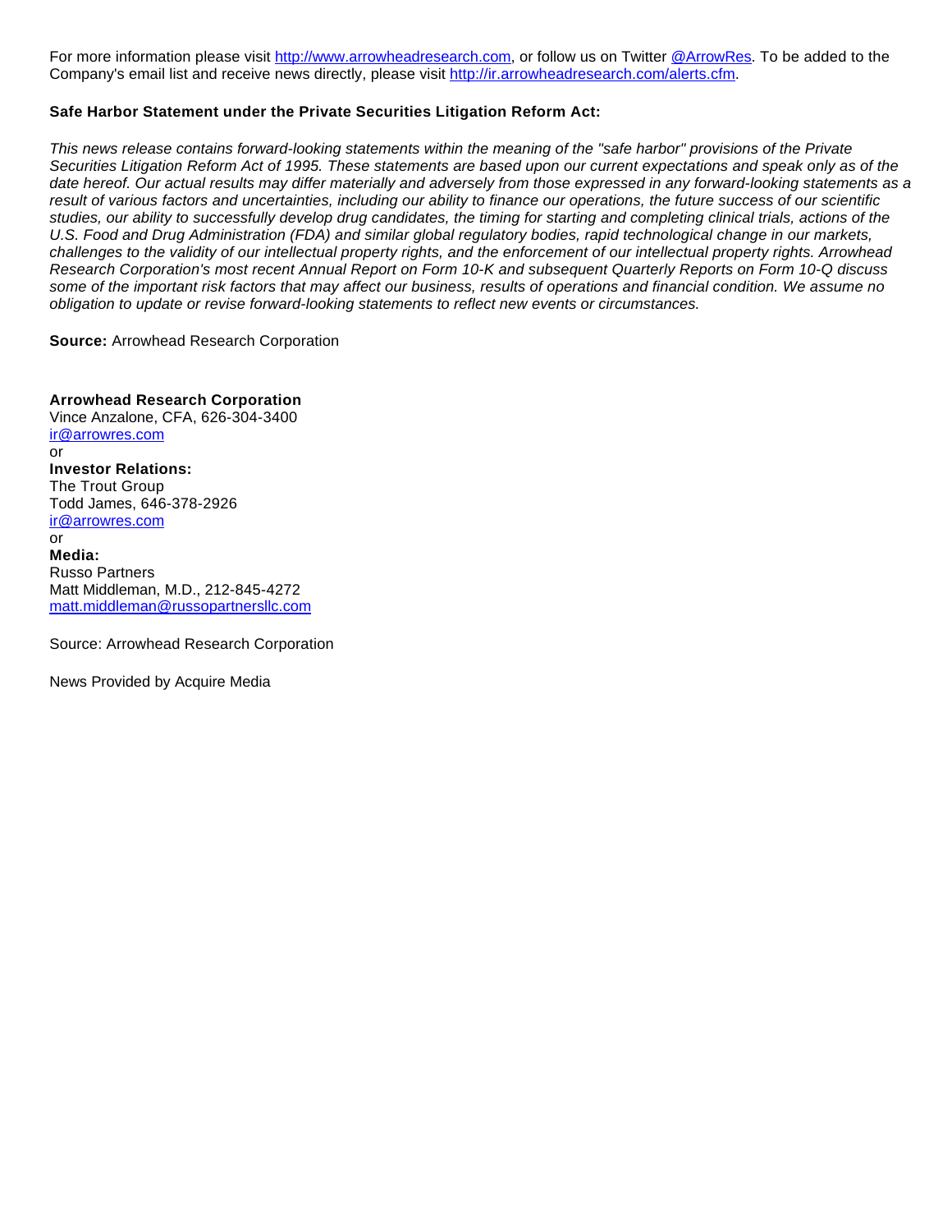For more information please visit http://www.arrowheadresearch.com, or follow us on Twitter @ArrowRes. To be added to the Company's email list and receive news directly, please visit http://ir.arrowheadresearch.com/alerts.cfm.

**Safe Harbor Statement under the Private Securities Litigation Reform Act:**

*This news release contains forward-looking statements within the meaning of the "safe harbor" provisions of the Private Securities Litigation Reform Act of 1995. These statements are based upon our current expectations and speak only as of the date hereof. Our actual results may differ materially and adversely from those expressed in any forward-looking statements as a result of various factors and uncertainties, including our ability to finance our operations, the future success of our scientific studies, our ability to successfully develop drug candidates, the timing for starting and completing clinical trials, actions of the U.S. Food and Drug Administration (FDA) and similar global regulatory bodies, rapid technological change in our markets, challenges to the validity of our intellectual property rights, and the enforcement of our intellectual property rights. Arrowhead Research Corporation's most recent Annual Report on Form 10-K and subsequent Quarterly Reports on Form 10-Q discuss some of the important risk factors that may affect our business, results of operations and financial condition. We assume no obligation to update or revise forward-looking statements to reflect new events or circumstances.*

**Source:** Arrowhead Research Corporation

**Arrowhead Research Corporation**
Vince Anzalone, CFA, 626-304-3400
ir@arrowres.com
or
**Investor Relations:**
The Trout Group
Todd James, 646-378-2926
ir@arrowres.com
or
**Media:**
Russo Partners
Matt Middleman, M.D., 212-845-4272
matt.middleman@russopartnersllc.com

Source: Arrowhead Research Corporation

News Provided by Acquire Media